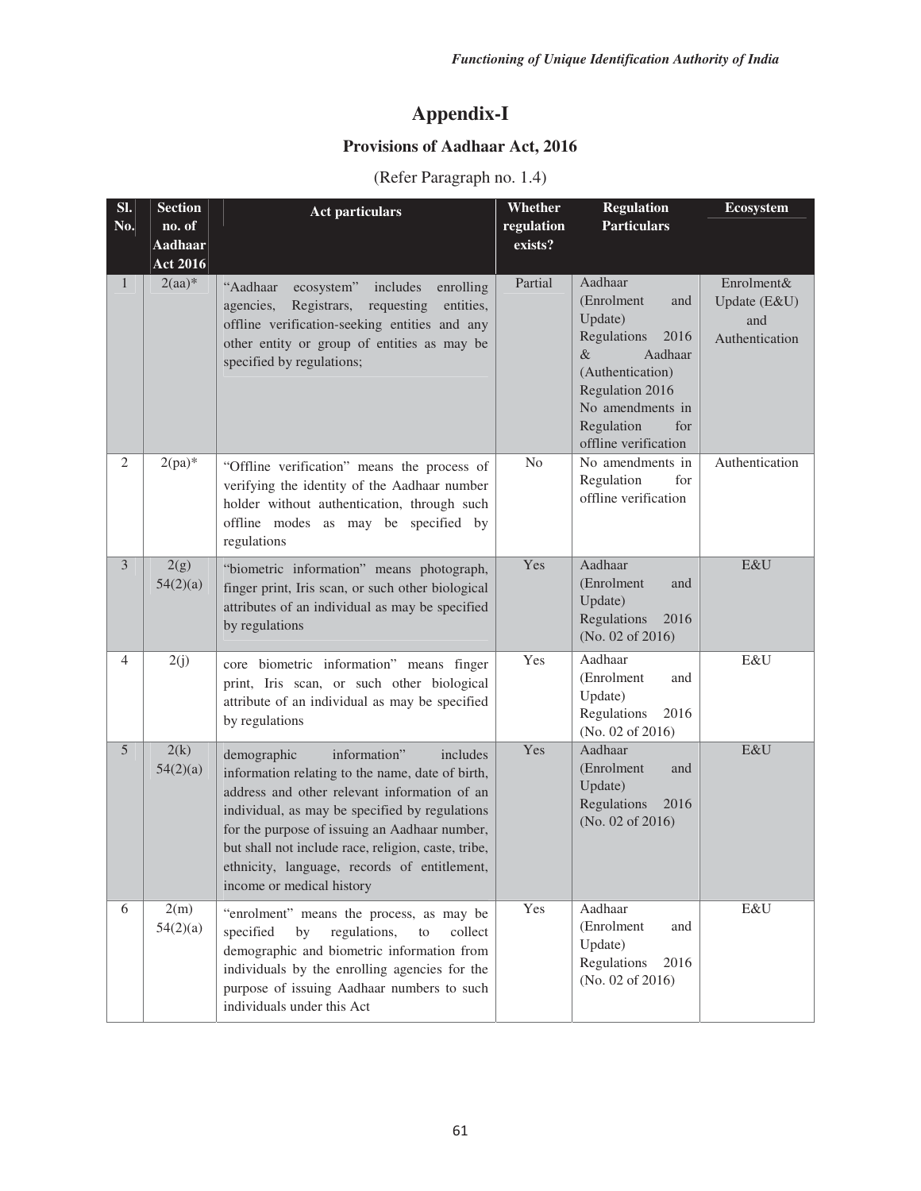# Appendix-I

## Provisions of Aadhaar Act, 2016

(Refer Paragraph no. 1.4)

| Sl. No. | Section no. of Aadhaar Act 2016 | Act particulars | Whether regulation exists? | Regulation Particulars | Ecosystem |
|---|---|---|---|---|---|
| 1 | 2(aa)* | "Aadhaar ecosystem" includes enrolling agencies, Registrars, requesting entities, offline verification-seeking entities and any other entity or group of entities as may be specified by regulations; | Partial | Aadhaar (Enrolment and Update) Regulations 2016 & Aadhaar (Authentication) Regulation 2016 No amendments in Regulation for offline verification | Enrolment& Update (E&U) and Authentication |
| 2 | 2(pa)* | "Offline verification" means the process of verifying the identity of the Aadhaar number holder without authentication, through such offline modes as may be specified by regulations | No | No amendments in Regulation for offline verification | Authentication |
| 3 | 2(g) 54(2)(a) | "biometric information" means photograph, finger print, Iris scan, or such other biological attributes of an individual as may be specified by regulations | Yes | Aadhaar (Enrolment and Update) Regulations 2016 (No. 02 of 2016) | E&U |
| 4 | 2(j) | core biometric information" means finger print, Iris scan, or such other biological attribute of an individual as may be specified by regulations | Yes | Aadhaar (Enrolment and Update) Regulations 2016 (No. 02 of 2016) | E&U |
| 5 | 2(k) 54(2)(a) | demographic information" includes information relating to the name, date of birth, address and other relevant information of an individual, as may be specified by regulations for the purpose of issuing an Aadhaar number, but shall not include race, religion, caste, tribe, ethnicity, language, records of entitlement, income or medical history | Yes | Aadhaar (Enrolment and Update) Regulations 2016 (No. 02 of 2016) | E&U |
| 6 | 2(m) 54(2)(a) | "enrolment" means the process, as may be specified by regulations, to collect demographic and biometric information from individuals by the enrolling agencies for the purpose of issuing Aadhaar numbers to such individuals under this Act | Yes | Aadhaar (Enrolment and Update) Regulations 2016 (No. 02 of 2016) | E&U |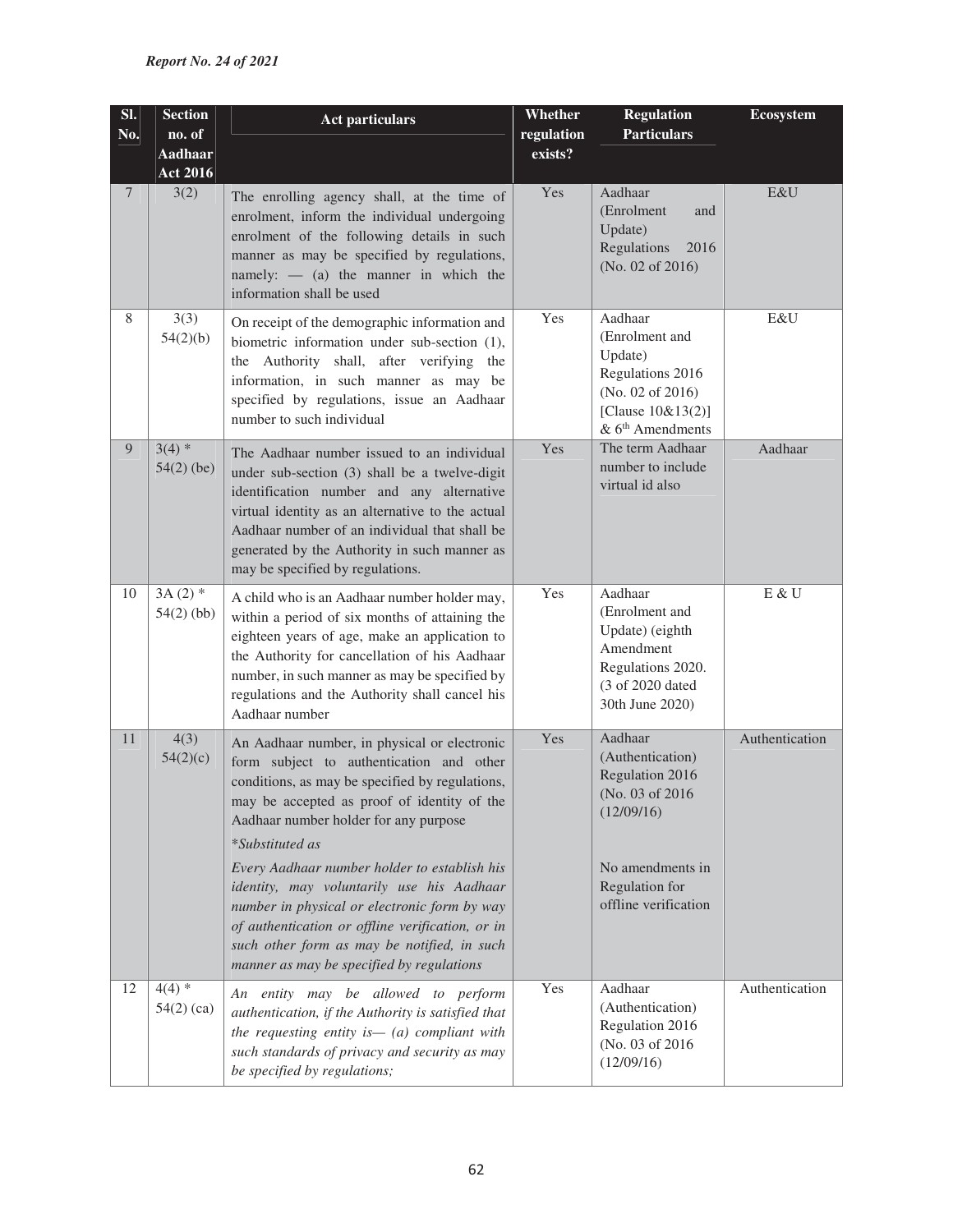| Sl. No. | Section no. of Aadhaar Act 2016 | Act particulars | Whether regulation exists? | Regulation Particulars | Ecosystem |
|---|---|---|---|---|---|
| 7 | 3(2) | The enrolling agency shall, at the time of enrolment, inform the individual undergoing enrolment of the following details in such manner as may be specified by regulations, namely: — (a) the manner in which the information shall be used | Yes | Aadhaar (Enrolment and Update) Regulations 2016 (No. 02 of 2016) | E&U |
| 8 | 3(3) 54(2)(b) | On receipt of the demographic information and biometric information under sub-section (1), the Authority shall, after verifying the information, in such manner as may be specified by regulations, issue an Aadhaar number to such individual | Yes | Aadhaar (Enrolment and Update) Regulations 2016 (No. 02 of 2016) [Clause 10&13(2)] & 6th Amendments | E&U |
| 9 | 3(4) * 54(2) (be) | The Aadhaar number issued to an individual under sub-section (3) shall be a twelve-digit identification number and any alternative virtual identity as an alternative to the actual Aadhaar number of an individual that shall be generated by the Authority in such manner as may be specified by regulations. | Yes | The term Aadhaar number to include virtual id also | Aadhaar |
| 10 | 3A (2) * 54(2) (bb) | A child who is an Aadhaar number holder may, within a period of six months of attaining the eighteen years of age, make an application to the Authority for cancellation of his Aadhaar number, in such manner as may be specified by regulations and the Authority shall cancel his Aadhaar number | Yes | Aadhaar (Enrolment and Update) (eighth Amendment Regulations 2020. (3 of 2020 dated 30th June 2020) | E & U |
| 11 | 4(3) 54(2)(c) | An Aadhaar number, in physical or electronic form subject to authentication and other conditions, as may be specified by regulations, may be accepted as proof of identity of the Aadhaar number holder for any purpose<br>*\*Substituted as*<br>*Every Aadhaar number holder to establish his identity, may voluntarily use his Aadhaar number in physical or electronic form by way of authentication or offline verification, or in such other form as may be notified, in such manner as may be specified by regulations* | Yes | Aadhaar (Authentication) Regulation 2016 (No. 03 of 2016 (12/09/16)<br><br>No amendments in Regulation for offline verification | Authentication |
| 12 | 4(4) * 54(2) (ca) | *An entity may be allowed to perform authentication, if the Authority is satisfied that the requesting entity is— (a) compliant with such standards of privacy and security as may be specified by regulations;* | Yes | Aadhaar (Authentication) Regulation 2016 (No. 03 of 2016 (12/09/16) | Authentication |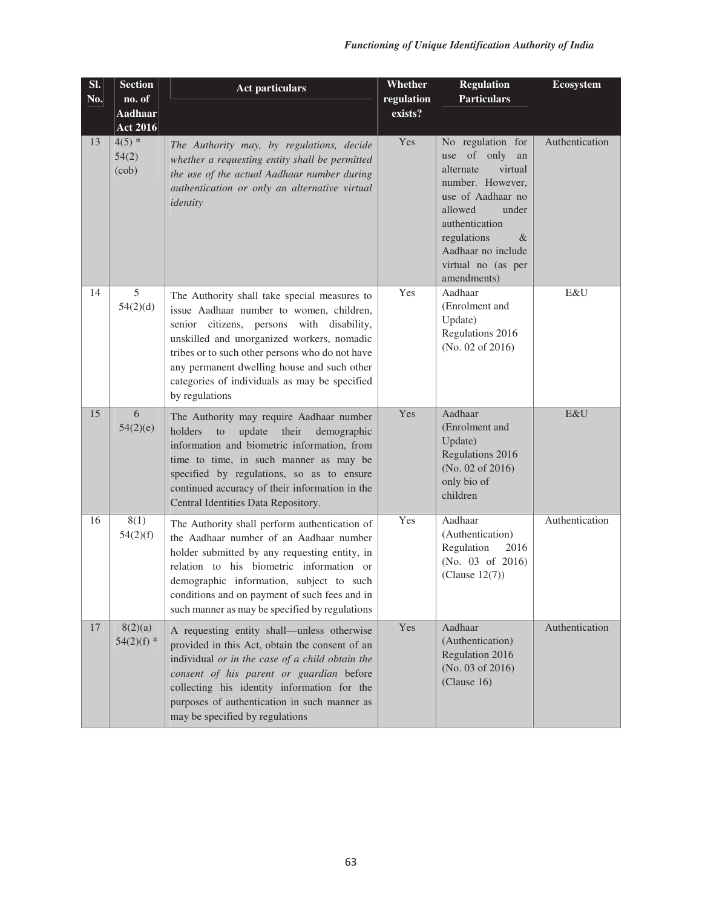| Sl. No. | Section no. of Aadhaar Act 2016 | Act particulars | Whether regulation exists? | Regulation Particulars | Ecosystem |
|---|---|---|---|---|---|
| 13 | 4(5) * 54(2) (cob) | *The Authority may, by regulations, decide whether a requesting entity shall be permitted the use of the actual Aadhaar number during authentication or only an alternative virtual identity* | Yes | No regulation for use of only an alternate virtual number. However, use of Aadhaar no allowed under authentication regulations & Aadhaar no include virtual no (as per amendments) | Authentication |
| 14 | 5 54(2)(d) | The Authority shall take special measures to issue Aadhaar number to women, children, senior citizens, persons with disability, unskilled and unorganized workers, nomadic tribes or to such other persons who do not have any permanent dwelling house and such other categories of individuals as may be specified by regulations | Yes | Aadhaar (Enrolment and Update) Regulations 2016 (No. 02 of 2016) | E&U |
| 15 | 6 54(2)(e) | The Authority may require Aadhaar number holders to update their demographic information and biometric information, from time to time, in such manner as may be specified by regulations, so as to ensure continued accuracy of their information in the Central Identities Data Repository. | Yes | Aadhaar (Enrolment and Update) Regulations 2016 (No. 02 of 2016) only bio of children | E&U |
| 16 | 8(1) 54(2)(f) | The Authority shall perform authentication of the Aadhaar number of an Aadhaar number holder submitted by any requesting entity, in relation to his biometric information or demographic information, subject to such conditions and on payment of such fees and in such manner as may be specified by regulations | Yes | Aadhaar (Authentication) Regulation 2016 (No. 03 of 2016) (Clause 12(7)) | Authentication |
| 17 | 8(2)(a) 54(2)(f) * | A requesting entity shall—unless otherwise provided in this Act, obtain the consent of an individual *or in the case of a child obtain the consent of his parent or guardian* before collecting his identity information for the purposes of authentication in such manner as may be specified by regulations | Yes | Aadhaar (Authentication) Regulation 2016 (No. 03 of 2016) (Clause 16) | Authentication |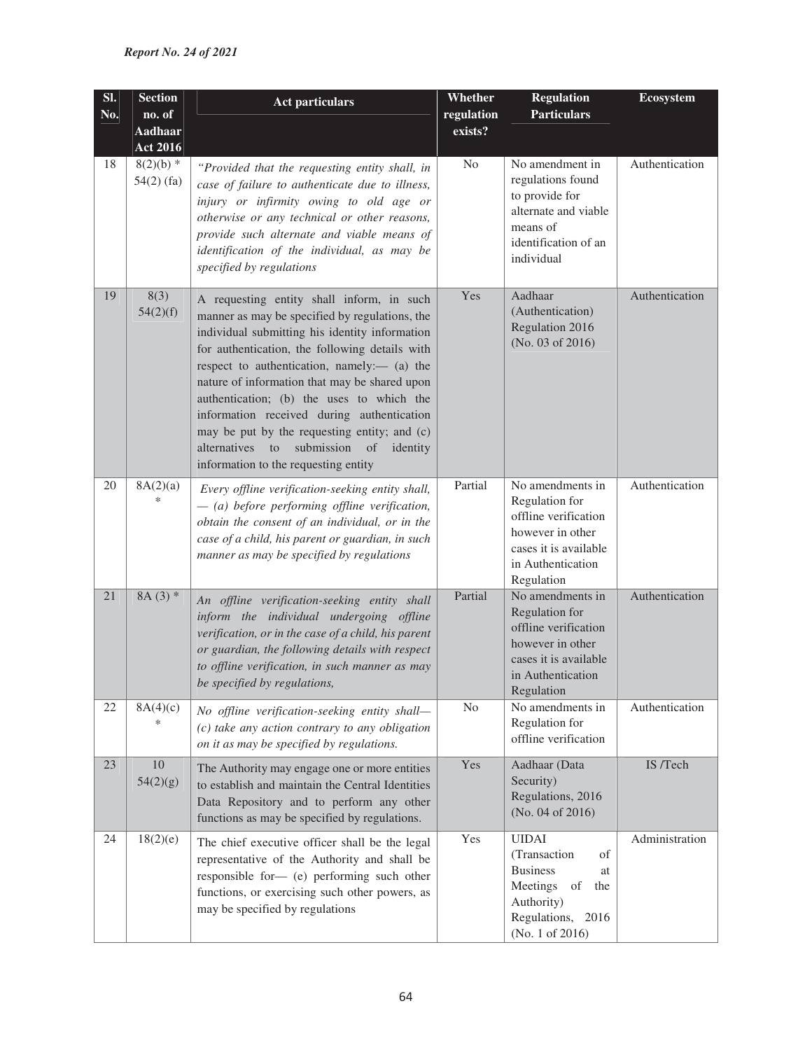| Sl. No. | Section no. of Aadhaar Act 2016 | Act particulars | Whether regulation exists? | Regulation Particulars | Ecosystem |
|---|---|---|---|---|---|
| 18 | 8(2)(b) * 54(2) (fa) | *"Provided that the requesting entity shall, in case of failure to authenticate due to illness, injury or infirmity owing to old age or otherwise or any technical or other reasons, provide such alternate and viable means of identification of the individual, as may be specified by regulations* | No | No amendment in regulations found to provide for alternate and viable means of identification of an individual | Authentication |
| 19 | 8(3) 54(2)(f) | A requesting entity shall inform, in such manner as may be specified by regulations, the individual submitting his identity information for authentication, the following details with respect to authentication, namely:— (a) the nature of information that may be shared upon authentication; (b) the uses to which the information received during authentication may be put by the requesting entity; and (c) alternatives to submission of identity information to the requesting entity | Yes | Aadhaar (Authentication) Regulation 2016 (No. 03 of 2016) | Authentication |
| 20 | 8A(2)(a) * | *Every offline verification-seeking entity shall, — (a) before performing offline verification, obtain the consent of an individual, or in the case of a child, his parent or guardian, in such manner as may be specified by regulations* | Partial | No amendments in Regulation for offline verification however in other cases it is available in Authentication Regulation | Authentication |
| 21 | 8A (3) * | *An offline verification-seeking entity shall inform the individual undergoing offline verification, or in the case of a child, his parent or guardian, the following details with respect to offline verification, in such manner as may be specified by regulations,* | Partial | No amendments in Regulation for offline verification however in other cases it is available in Authentication Regulation | Authentication |
| 22 | 8A(4)(c) * | *No offline verification-seeking entity shall— (c) take any action contrary to any obligation on it as may be specified by regulations.* | No | No amendments in Regulation for offline verification | Authentication |
| 23 | 10 54(2)(g) | The Authority may engage one or more entities to establish and maintain the Central Identities Data Repository and to perform any other functions as may be specified by regulations. | Yes | Aadhaar (Data Security) Regulations, 2016 (No. 04 of 2016) | IS /Tech |
| 24 | 18(2)(e) | The chief executive officer shall be the legal representative of the Authority and shall be responsible for— (e) performing such other functions, or exercising such other powers, as may be specified by regulations | Yes | UIDAI (Transaction of Business at Meetings of the Authority) Regulations, 2016 (No. 1 of 2016) | Administration |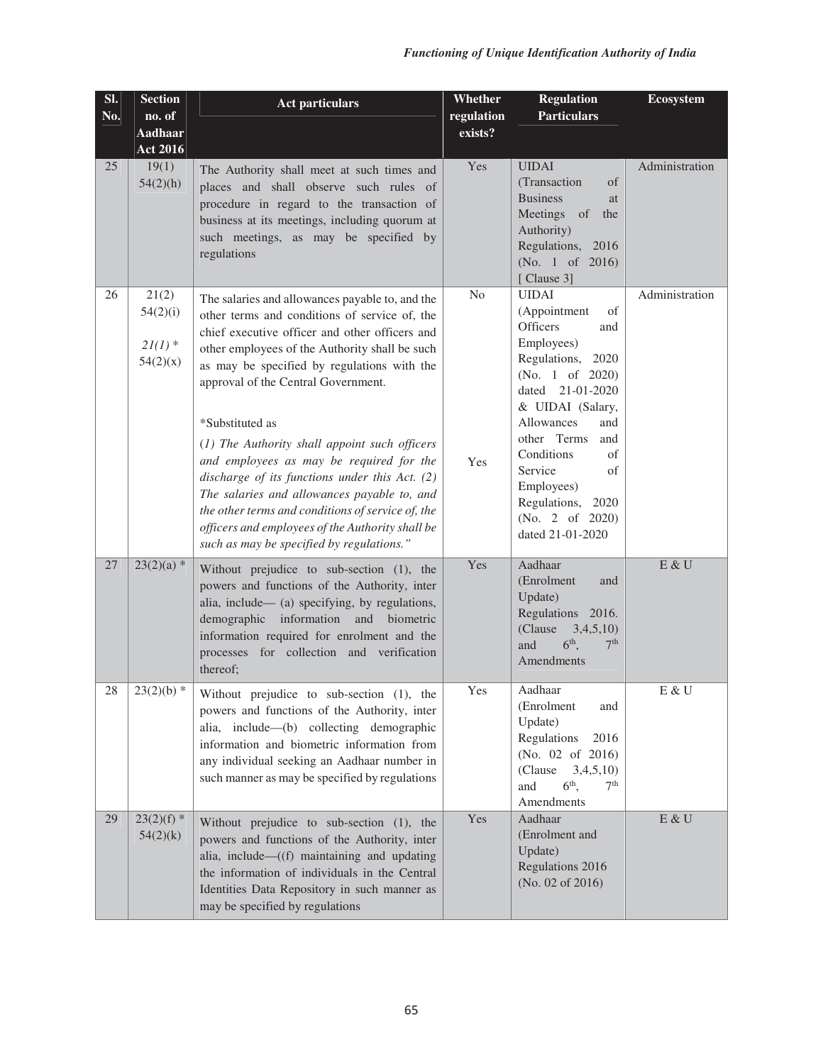| Sl. No. | Section no. of Aadhaar Act 2016 | Act particulars | Whether regulation exists? | Regulation Particulars | Ecosystem |
|---|---|---|---|---|---|
| 25 | 19(1) 54(2)(h) | The Authority shall meet at such times and places and shall observe such rules of procedure in regard to the transaction of business at its meetings, including quorum at such meetings, as may be specified by regulations | Yes | UIDAI (Transaction of Business at Meetings of the Authority) Regulations, 2016 (No. 1 of 2016) [ Clause 3] | Administration |
| 26 | 21(2) 54(2)(i) *21(1)** 54(2)(x) | The salaries and allowances payable to, and the other terms and conditions of service of, the chief executive officer and other officers and other employees of the Authority shall be such as may be specified by regulations with the approval of the Central Government. *Substituted as *(1) The Authority shall appoint such officers and employees as may be required for the discharge of its functions under this Act. (2) The salaries and allowances payable to, and the other terms and conditions of service of, the officers and employees of the Authority shall be such as may be specified by regulations."* | No Yes | UIDAI (Appointment of Officers and Employees) Regulations, 2020 (No. 1 of 2020) dated 21-01-2020 & UIDAI (Salary, Allowances and other Terms and Conditions of Service of Employees) Regulations, 2020 (No. 2 of 2020) dated 21-01-2020 | Administration |
| 27 | 23(2)(a) * | Without prejudice to sub-section (1), the powers and functions of the Authority, inter alia, include— (a) specifying, by regulations, demographic information and biometric information required for enrolment and the processes for collection and verification thereof; | Yes | Aadhaar (Enrolment and Update) Regulations 2016. (Clause 3,4,5,10) and 6th, 7th Amendments | E & U |
| 28 | 23(2)(b) * | Without prejudice to sub-section (1), the powers and functions of the Authority, inter alia, include—(b) collecting demographic information and biometric information from any individual seeking an Aadhaar number in such manner as may be specified by regulations | Yes | Aadhaar (Enrolment and Update) Regulations 2016 (No. 02 of 2016) (Clause 3,4,5,10) and 6th, 7th Amendments | E & U |
| 29 | 23(2)(f) * 54(2)(k) | Without prejudice to sub-section (1), the powers and functions of the Authority, inter alia, include—((f) maintaining and updating the information of individuals in the Central Identities Data Repository in such manner as may be specified by regulations | Yes | Aadhaar (Enrolment and Update) Regulations 2016 (No. 02 of 2016) | E & U |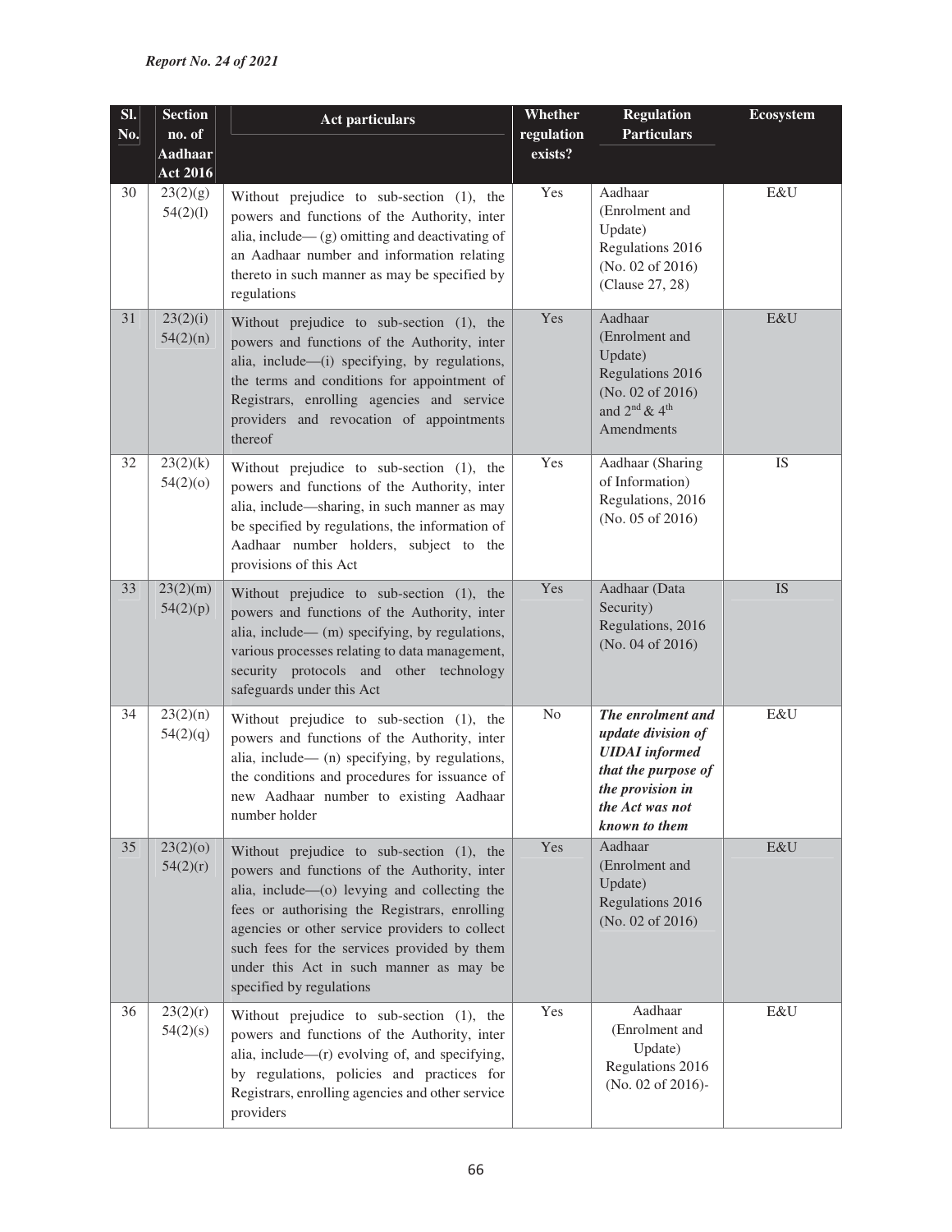| Sl. No. | Section no. of Aadhaar Act 2016 | Act particulars | Whether regulation exists? | Regulation Particulars | Ecosystem |
|---|---|---|---|---|---|
| 30 | 23(2)(g) 54(2)(l) | Without prejudice to sub-section (1), the powers and functions of the Authority, inter alia, include— (g) omitting and deactivating of an Aadhaar number and information relating thereto in such manner as may be specified by regulations | Yes | Aadhaar (Enrolment and Update) Regulations 2016 (No. 02 of 2016) (Clause 27, 28) | E&U |
| 31 | 23(2)(i) 54(2)(n) | Without prejudice to sub-section (1), the powers and functions of the Authority, inter alia, include—(i) specifying, by regulations, the terms and conditions for appointment of Registrars, enrolling agencies and service providers and revocation of appointments thereof | Yes | Aadhaar (Enrolment and Update) Regulations 2016 (No. 02 of 2016) and 2nd & 4th Amendments | E&U |
| 32 | 23(2)(k) 54(2)(o) | Without prejudice to sub-section (1), the powers and functions of the Authority, inter alia, include—sharing, in such manner as may be specified by regulations, the information of Aadhaar number holders, subject to the provisions of this Act | Yes | Aadhaar (Sharing of Information) Regulations, 2016 (No. 05 of 2016) | IS |
| 33 | 23(2)(m) 54(2)(p) | Without prejudice to sub-section (1), the powers and functions of the Authority, inter alia, include— (m) specifying, by regulations, various processes relating to data management, security protocols and other technology safeguards under this Act | Yes | Aadhaar (Data Security) Regulations, 2016 (No. 04 of 2016) | IS |
| 34 | 23(2)(n) 54(2)(q) | Without prejudice to sub-section (1), the powers and functions of the Authority, inter alia, include— (n) specifying, by regulations, the conditions and procedures for issuance of new Aadhaar number to existing Aadhaar number holder | No | ***The enrolment and update division of UIDAI informed that the purpose of the provision in the Act was not known to them*** | E&U |
| 35 | 23(2)(o) 54(2)(r) | Without prejudice to sub-section (1), the powers and functions of the Authority, inter alia, include—(o) levying and collecting the fees or authorising the Registrars, enrolling agencies or other service providers to collect such fees for the services provided by them under this Act in such manner as may be specified by regulations | Yes | Aadhaar (Enrolment and Update) Regulations 2016 (No. 02 of 2016) | E&U |
| 36 | 23(2)(r) 54(2)(s) | Without prejudice to sub-section (1), the powers and functions of the Authority, inter alia, include—(r) evolving of, and specifying, by regulations, policies and practices for Registrars, enrolling agencies and other service providers | Yes | Aadhaar (Enrolment and Update) Regulations 2016 (No. 02 of 2016)- | E&U |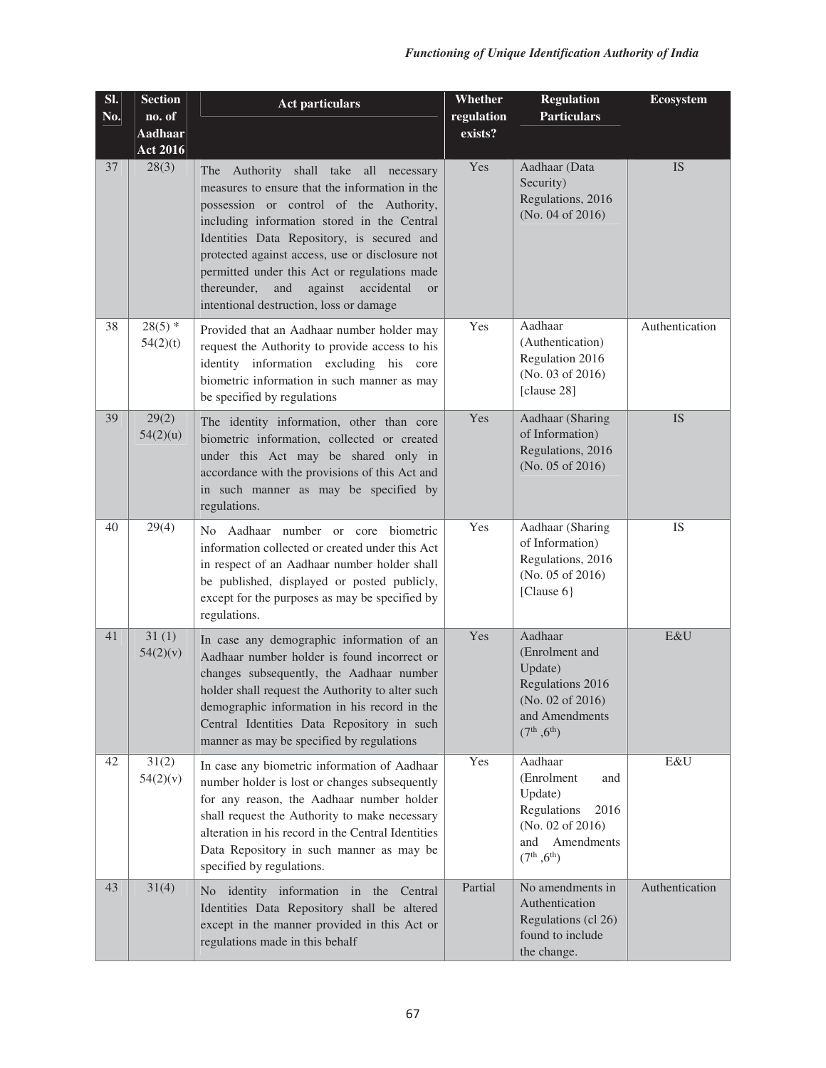| Sl. No. | Section no. of Aadhaar Act 2016 | Act particulars | Whether regulation exists? | Regulation Particulars | Ecosystem |
|---|---|---|---|---|---|
| 37 | 28(3) | The Authority shall take all necessary measures to ensure that the information in the possession or control of the Authority, including information stored in the Central Identities Data Repository, is secured and protected against access, use or disclosure not permitted under this Act or regulations made thereunder, and against accidental or intentional destruction, loss or damage | Yes | Aadhaar (Data Security) Regulations, 2016 (No. 04 of 2016) | IS |
| 38 | 28(5) * 54(2)(t) | Provided that an Aadhaar number holder may request the Authority to provide access to his identity information excluding his core biometric information in such manner as may be specified by regulations | Yes | Aadhaar (Authentication) Regulation 2016 (No. 03 of 2016) [clause 28] | Authentication |
| 39 | 29(2) 54(2)(u) | The identity information, other than core biometric information, collected or created under this Act may be shared only in accordance with the provisions of this Act and in such manner as may be specified by regulations. | Yes | Aadhaar (Sharing of Information) Regulations, 2016 (No. 05 of 2016) | IS |
| 40 | 29(4) | No Aadhaar number or core biometric information collected or created under this Act in respect of an Aadhaar number holder shall be published, displayed or posted publicly, except for the purposes as may be specified by regulations. | Yes | Aadhaar (Sharing of Information) Regulations, 2016 (No. 05 of 2016) [Clause 6} | IS |
| 41 | 31 (1) 54(2)(v) | In case any demographic information of an Aadhaar number holder is found incorrect or changes subsequently, the Aadhaar number holder shall request the Authority to alter such demographic information in his record in the Central Identities Data Repository in such manner as may be specified by regulations | Yes | Aadhaar (Enrolment and Update) Regulations 2016 (No. 02 of 2016) and Amendments (7th ,6th) | E&U |
| 42 | 31(2) 54(2)(v) | In case any biometric information of Aadhaar number holder is lost or changes subsequently for any reason, the Aadhaar number holder shall request the Authority to make necessary alteration in his record in the Central Identities Data Repository in such manner as may be specified by regulations. | Yes | Aadhaar (Enrolment and Update) Regulations 2016 (No. 02 of 2016) and Amendments (7th ,6th) | E&U |
| 43 | 31(4) | No identity information in the Central Identities Data Repository shall be altered except in the manner provided in this Act or regulations made in this behalf | Partial | No amendments in Authentication Regulations (cl 26) found to include the change. | Authentication |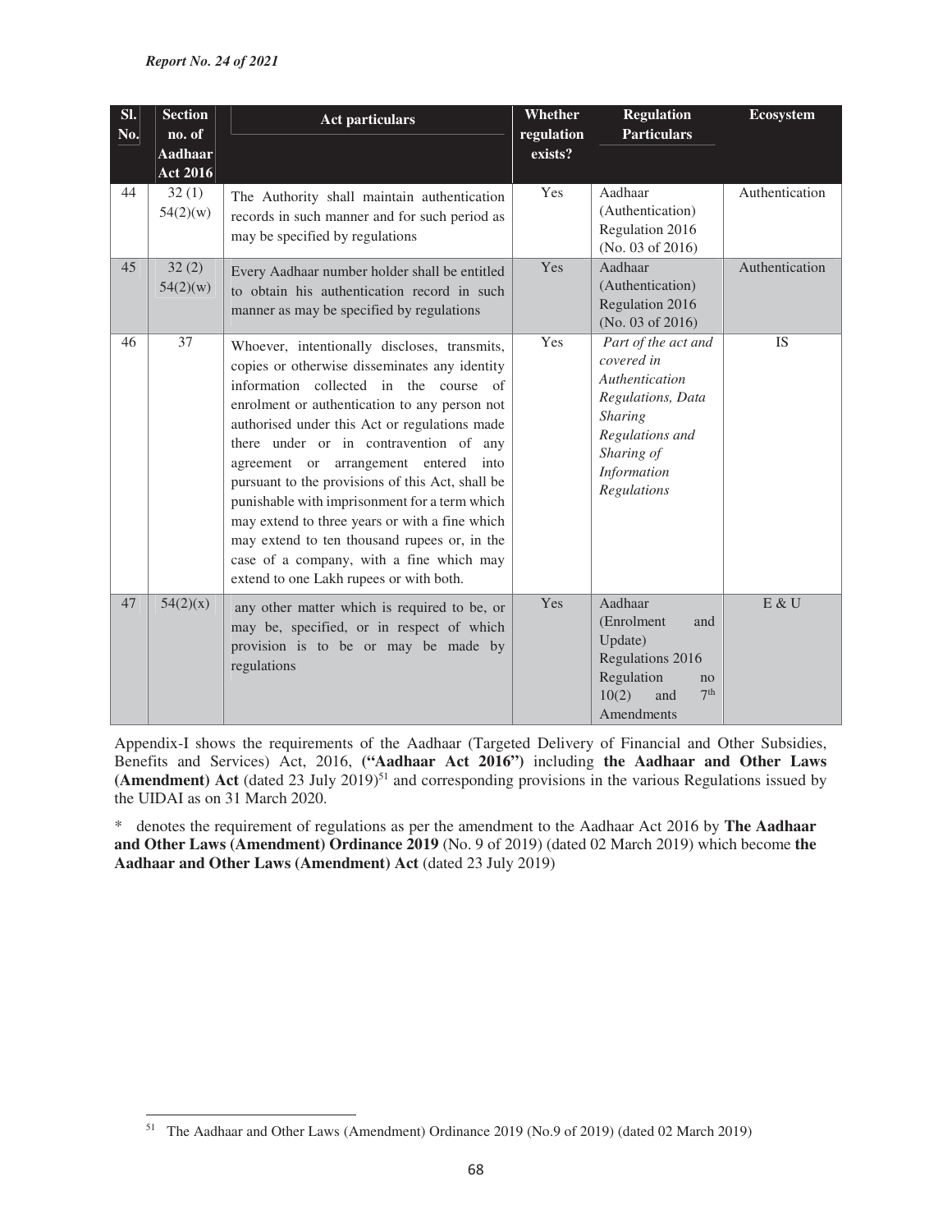| Sl. No. | Section no. of Aadhaar Act 2016 | Act particulars | Whether regulation exists? | Regulation Particulars | Ecosystem |
|---|---|---|---|---|---|
| 44 | 32 (1) 54(2)(w) | The Authority shall maintain authentication records in such manner and for such period as may be specified by regulations | Yes | Aadhaar (Authentication) Regulation 2016 (No. 03 of 2016) | Authentication |
| 45 | 32 (2) 54(2)(w) | Every Aadhaar number holder shall be entitled to obtain his authentication record in such manner as may be specified by regulations | Yes | Aadhaar (Authentication) Regulation 2016 (No. 03 of 2016) | Authentication |
| 46 | 37 | Whoever, intentionally discloses, transmits, copies or otherwise disseminates any identity information collected in the course of enrolment or authentication to any person not authorised under this Act or regulations made there under or in contravention of any agreement or arrangement entered into pursuant to the provisions of this Act, shall be punishable with imprisonment for a term which may extend to three years or with a fine which may extend to ten thousand rupees or, in the case of a company, with a fine which may extend to one Lakh rupees or with both. | Yes | *Part of the act and covered in Authentication Regulations, Data Sharing Regulations and Sharing of Information Regulations* | IS |
| 47 | 54(2)(x) | any other matter which is required to be, or may be, specified, or in respect of which provision is to be or may be made by regulations | Yes | Aadhaar (Enrolment and Update) Regulations 2016 Regulation no 10(2) and 7th Amendments | E & U |

Appendix-I shows the requirements of the Aadhaar (Targeted Delivery of Financial and Other Subsidies, Benefits and Services) Act, 2016, **("Aadhaar Act 2016")** including **the Aadhaar and Other Laws (Amendment) Act** (dated 23 July 2019)[51] and corresponding provisions in the various Regulations issued by the UIDAI as on 31 March 2020.

\* denotes the requirement of regulations as per the amendment to the Aadhaar Act 2016 by **The Aadhaar and Other Laws (Amendment) Ordinance 2019** (No. 9 of 2019) (dated 02 March 2019) which become **the Aadhaar and Other Laws (Amendment) Act** (dated 23 July 2019)

[51] The Aadhaar and Other Laws (Amendment) Ordinance 2019 (No.9 of 2019) (dated 02 March 2019)